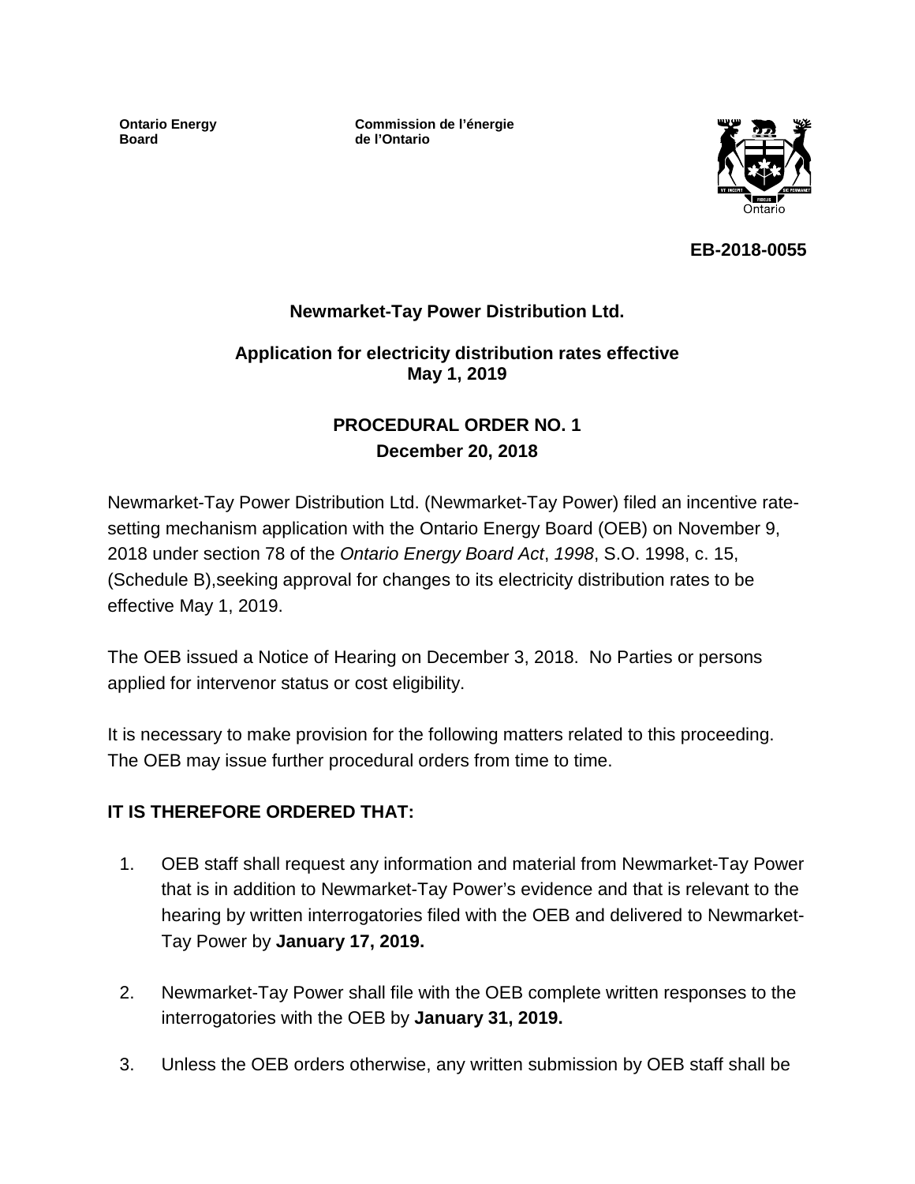**Ontario Energy Board**

**Commission de l'énergie de l'Ontario**

**EB-2018-0055**

## Newmarket-Tay Power Distribution Ltd.

### Application for electricity distribution rates effective May 1, 2019

## PROCEDURAL ORDER NO. 1

### December 20, 2018

Newmarket-Tay Power Distribution Ltd. (Newmarket-Tay Power) filed an incentive rate-setting mechanism application with the Ontario Energy Board (OEB) on November 9, 2018 under section 78 of the *Ontario Energy Board Act*, *1998*, S.O. 1998, c. 15, (Schedule B),seeking approval for changes to its electricity distribution rates to be effective May 1, 2019.

The OEB issued a Notice of Hearing on December 3, 2018. No Parties or persons applied for intervenor status or cost eligibility.

It is necessary to make provision for the following matters related to this proceeding. The OEB may issue further procedural orders from time to time.

**IT IS THEREFORE ORDERED THAT:**

1. OEB staff shall request any information and material from Newmarket-Tay Power that is in addition to Newmarket-Tay Power's evidence and that is relevant to the hearing by written interrogatories filed with the OEB and delivered to Newmarket-Tay Power by **January 17, 2019.**

2. Newmarket-Tay Power shall file with the OEB complete written responses to the interrogatories with the OEB by **January 31, 2019.**

3. Unless the OEB orders otherwise, any written submission by OEB staff shall be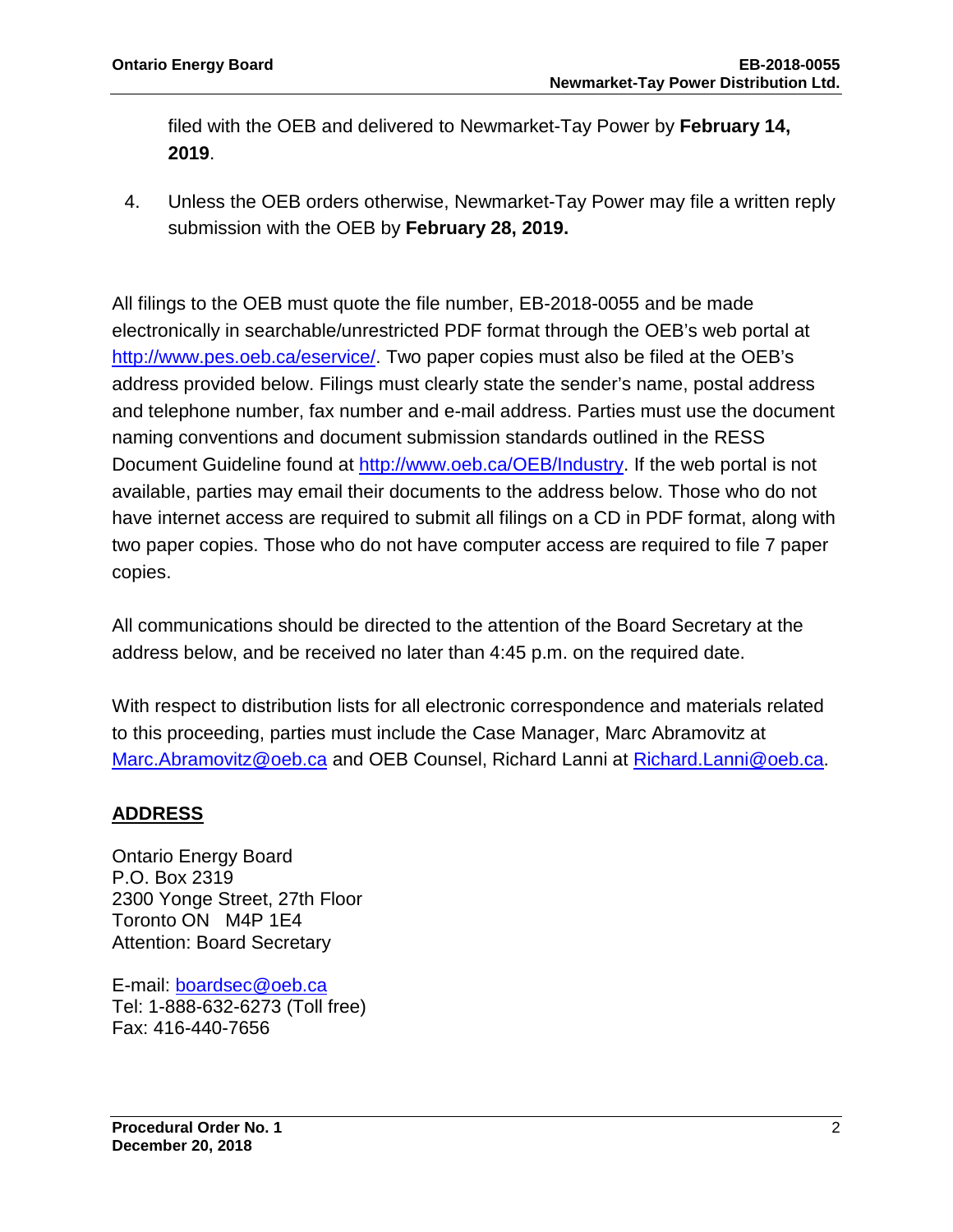filed with the OEB and delivered to Newmarket-Tay Power by **February 14, 2019**.

4. Unless the OEB orders otherwise, Newmarket-Tay Power may file a written reply submission with the OEB by **February 28, 2019.**

All filings to the OEB must quote the file number, EB-2018-0055 and be made electronically in searchable/unrestricted PDF format through the OEB's web portal at http://www.pes.oeb.ca/eservice/. Two paper copies must also be filed at the OEB's address provided below. Filings must clearly state the sender's name, postal address and telephone number, fax number and e-mail address. Parties must use the document naming conventions and document submission standards outlined in the RESS Document Guideline found at http://www.oeb.ca/OEB/Industry. If the web portal is not available, parties may email their documents to the address below. Those who do not have internet access are required to submit all filings on a CD in PDF format, along with two paper copies. Those who do not have computer access are required to file 7 paper copies.

All communications should be directed to the attention of the Board Secretary at the address below, and be received no later than 4:45 p.m. on the required date.

With respect to distribution lists for all electronic correspondence and materials related to this proceeding, parties must include the Case Manager, Marc Abramovitz at Marc.Abramovitz@oeb.ca and OEB Counsel, Richard Lanni at Richard.Lanni@oeb.ca.

## ADDRESS

Ontario Energy Board
P.O. Box 2319
2300 Yonge Street, 27th Floor
Toronto ON M4P 1E4
Attention: Board Secretary

E-mail: boardsec@oeb.ca
Tel: 1-888-632-6273 (Toll free)
Fax: 416-440-7656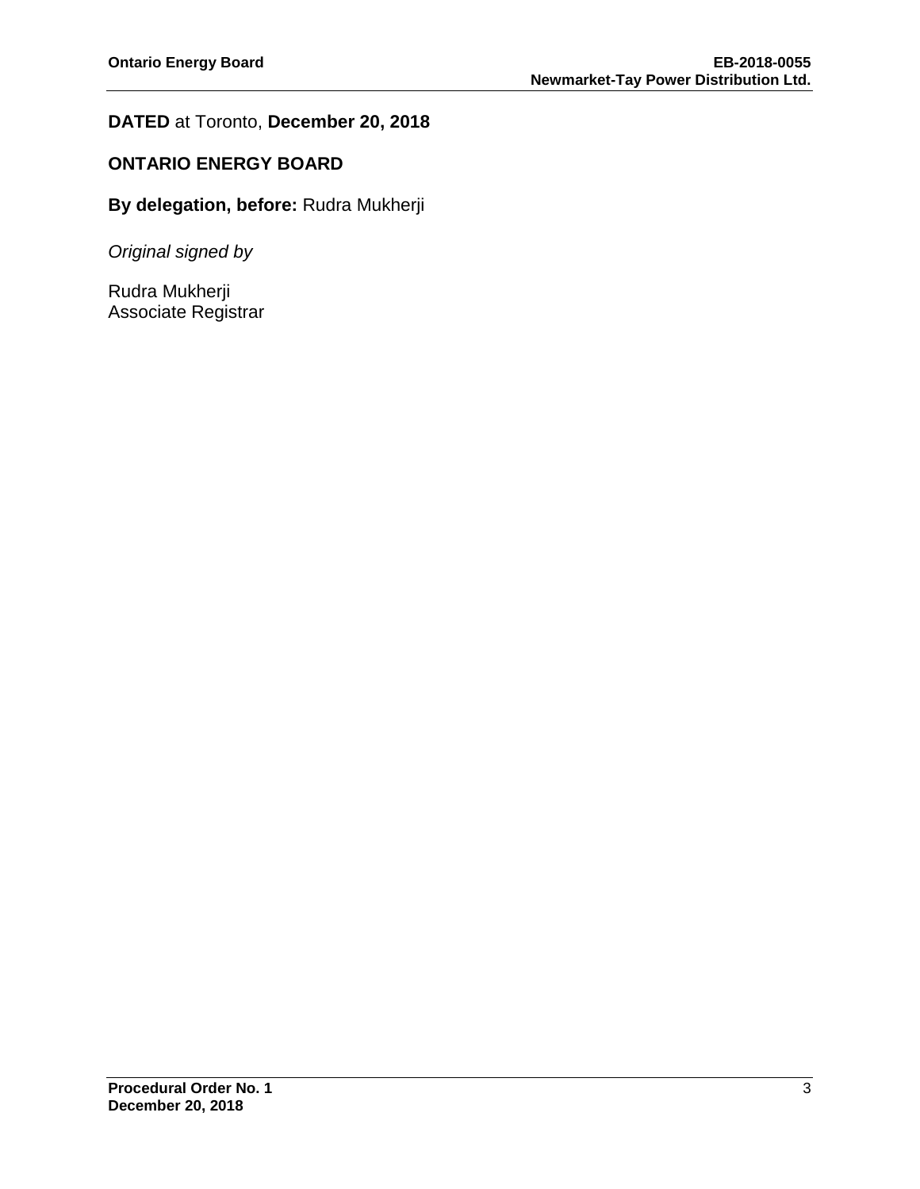**DATED** at Toronto, **December 20, 2018**

**ONTARIO ENERGY BOARD**

**By delegation, before:** Rudra Mukherji

*Original signed by*

Rudra Mukherji
Associate Registrar